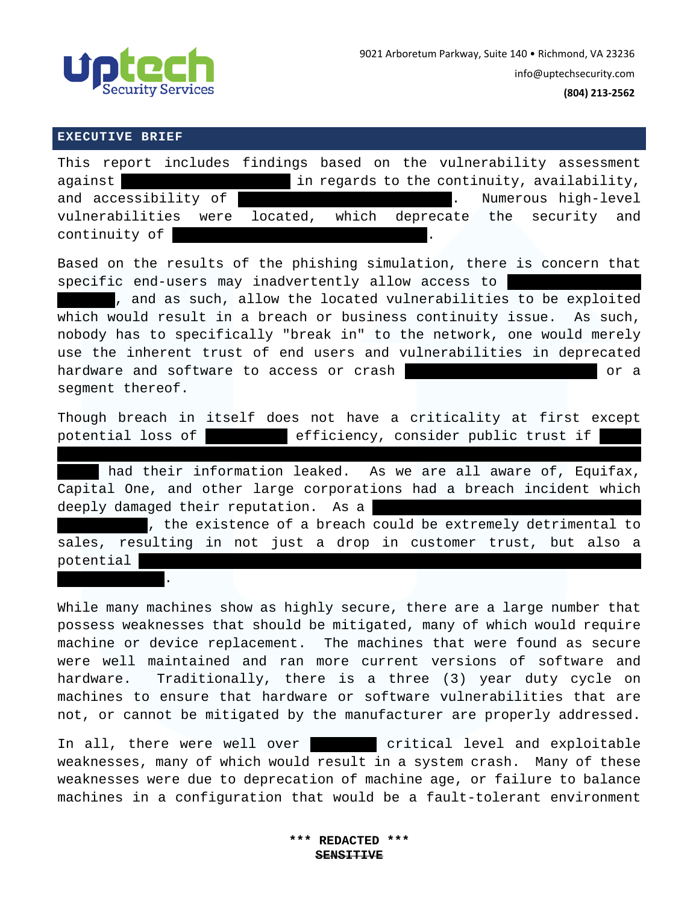**uptech** Security Services

9021 Arboretum Parkway, Suite 140 • Richmond, VA 23236
info@uptechsecurity.com
**(804) 213-2562**

## EXECUTIVE BRIEF

This report includes findings based on the vulnerability assessment against ██████████ in regards to the continuity, availability, and accessibility of ████████████. Numerous high-level vulnerabilities were located, which deprecate the security and continuity of ██████████████.

Based on the results of the phishing simulation, there is concern that specific end-users may inadvertently allow access to ██████████ ████, and as such, allow the located vulnerabilities to be exploited which would result in a breach or business continuity issue. As such, nobody has to specifically "break in" to the network, one would merely use the inherent trust of end users and vulnerabilities in deprecated hardware and software to access or crash ███████████ or a segment thereof.

Though breach in itself does not have a criticality at first except potential loss of █████ efficiency, consider public trust if ███ ████████████████████████████████ ███ had their information leaked. As we are all aware of, Equifax, Capital One, and other large corporations had a breach incident which deeply damaged their reputation. As a ████████████████ ██████, the existence of a breach could be extremely detrimental to sales, resulting in not just a drop in customer trust, but also a potential ████████████████████████████████ ██████.

While many machines show as highly secure, there are a large number that possess weaknesses that should be mitigated, many of which would require machine or device replacement. The machines that were found as secure were well maintained and ran more current versions of software and hardware. Traditionally, there is a three (3) year duty cycle on machines to ensure that hardware or software vulnerabilities that are not, or cannot be mitigated by the manufacturer are properly addressed.

In all, there were well over ████ critical level and exploitable weaknesses, many of which would result in a system crash. Many of these weaknesses were due to deprecation of machine age, or failure to balance machines in a configuration that would be a fault-tolerant environment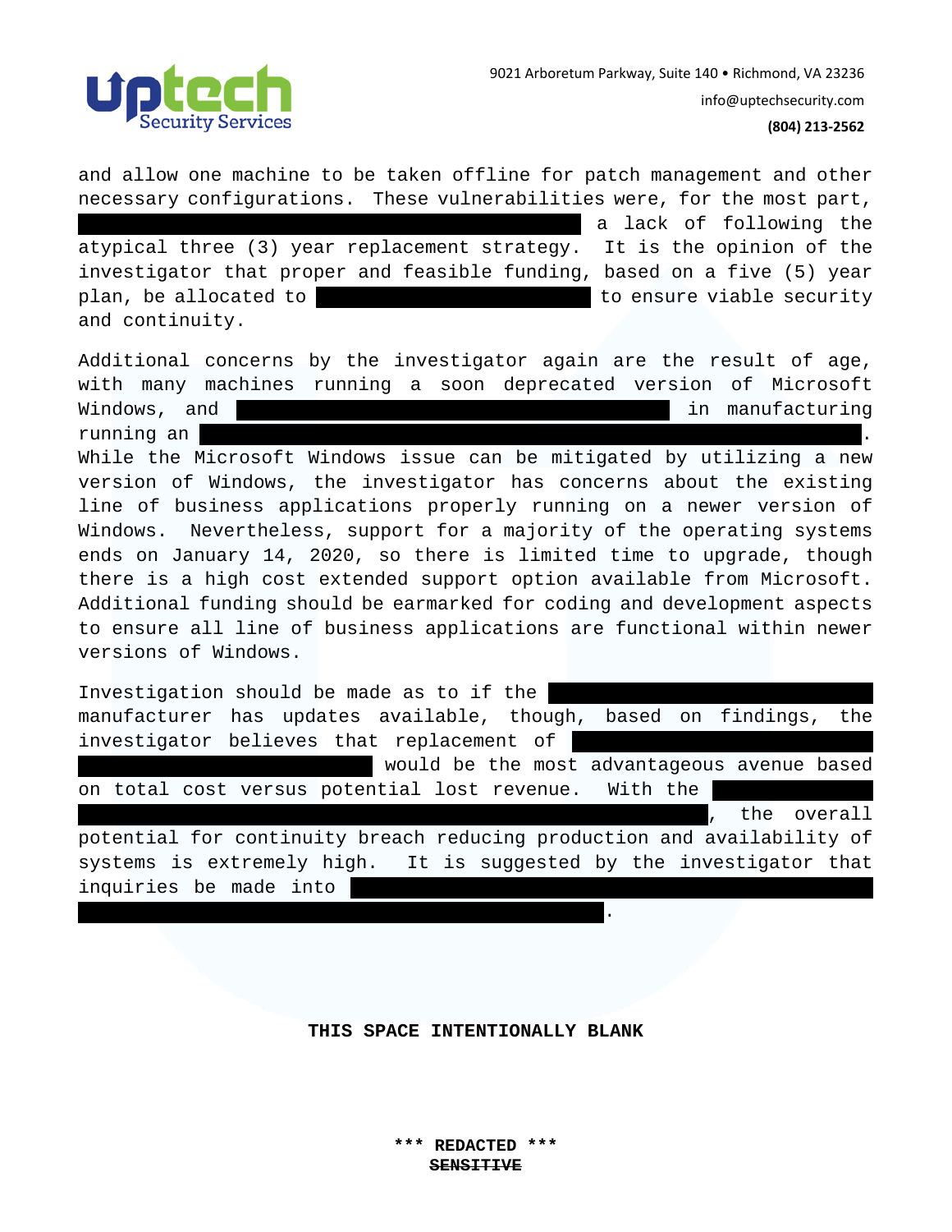and allow one machine to be taken offline for patch management and other necessary configurations. These vulnerabilities were, for the most part, ██████████████████████ a lack of following the atypical three (3) year replacement strategy. It is the opinion of the investigator that proper and feasible funding, based on a five (5) year plan, be allocated to ████████████ to ensure viable security and continuity.

Additional concerns by the investigator again are the result of age, with many machines running a soon deprecated version of Microsoft Windows, and ████████████████████ in manufacturing running an ██████████████████████████████. While the Microsoft Windows issue can be mitigated by utilizing a new version of Windows, the investigator has concerns about the existing line of business applications properly running on a newer version of Windows. Nevertheless, support for a majority of the operating systems ends on January 14, 2020, so there is limited time to upgrade, though there is a high cost extended support option available from Microsoft. Additional funding should be earmarked for coding and development aspects to ensure all line of business applications are functional within newer versions of Windows.

Investigation should be made as to if the ██████████████ manufacturer has updates available, though, based on findings, the investigator believes that replacement of ████████████████████████ would be the most advantageous avenue based on total cost versus potential lost revenue. With the ██████████████████████████████████, the overall potential for continuity breach reducing production and availability of systems is extremely high. It is suggested by the investigator that inquiries be made into ████████████████████████████████████████████.

**THIS SPACE INTENTIONALLY BLANK**

**\*\*\* REDACTED \*\*\***

**~~SENSITIVE~~**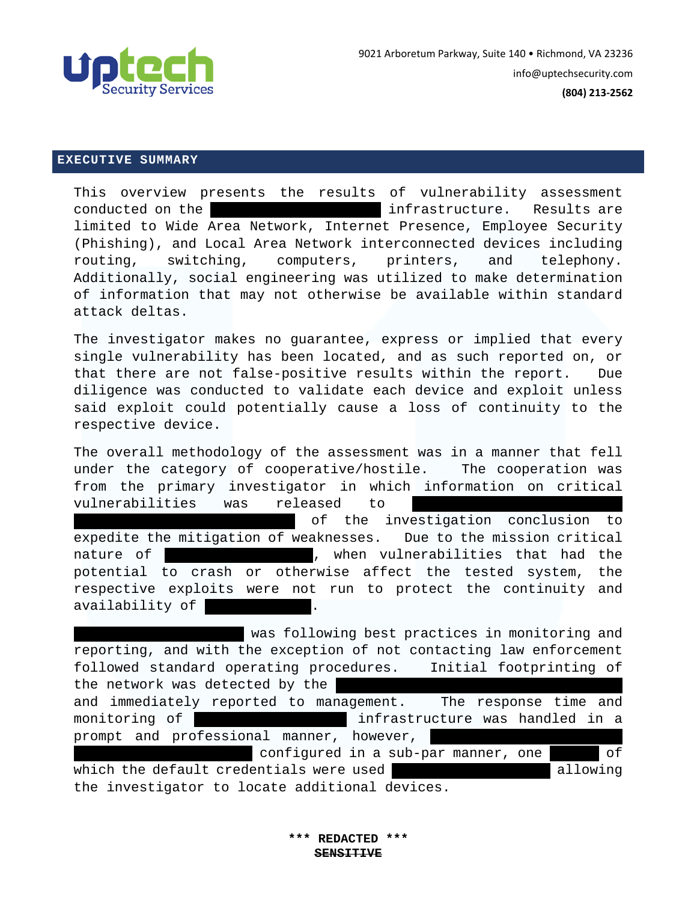## EXECUTIVE SUMMARY

This overview presents the results of vulnerability assessment conducted on the ████████████ infrastructure. Results are limited to Wide Area Network, Internet Presence, Employee Security (Phishing), and Local Area Network interconnected devices including routing, switching, computers, printers, and telephony. Additionally, social engineering was utilized to make determination of information that may not otherwise be available within standard attack deltas.

The investigator makes no guarantee, express or implied that every single vulnerability has been located, and as such reported on, or that there are not false-positive results within the report. Due diligence was conducted to validate each device and exploit unless said exploit could potentially cause a loss of continuity to the respective device.

The overall methodology of the assessment was in a manner that fell under the category of cooperative/hostile. The cooperation was from the primary investigator in which information on critical vulnerabilities was released to ████████████████ ████████████████ of the investigation conclusion to expedite the mitigation of weaknesses. Due to the mission critical nature of ████████████, when vulnerabilities that had the potential to crash or otherwise affect the tested system, the respective exploits were not run to protect the continuity and availability of ████████.

████████████ was following best practices in monitoring and reporting, and with the exception of not contacting law enforcement followed standard operating procedures. Initial footprinting of the network was detected by the ████████████████████ and immediately reported to management. The response time and monitoring of ████████████ infrastructure was handled in a prompt and professional manner, however, ████████████████ ████████████ configured in a sub-par manner, one ████ of which the default credentials were used ████████████ allowing the investigator to locate additional devices.

**\*\*\* REDACTED \*\*\***

~~**SENSITIVE**~~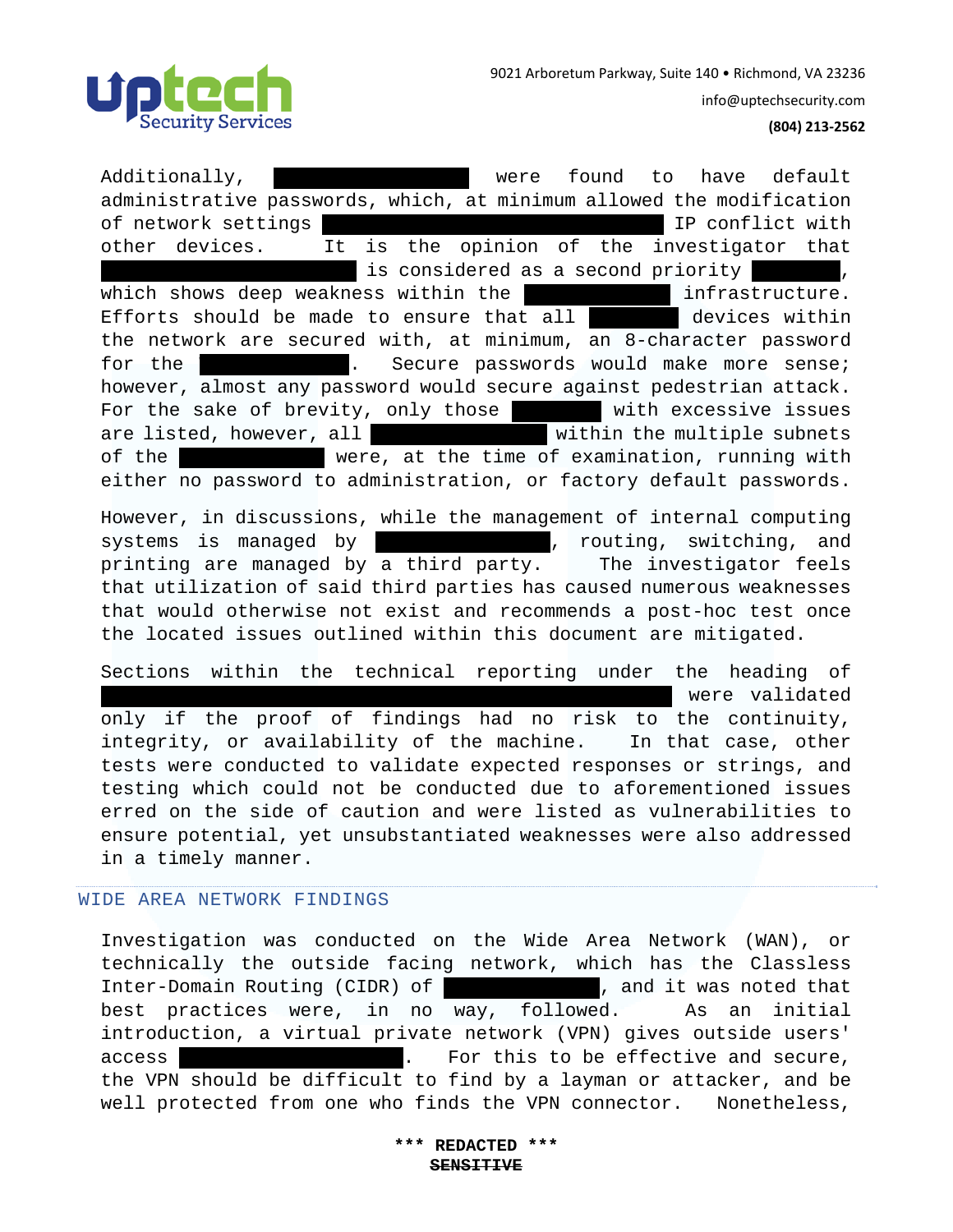Additionally, ██████████ were found to have default administrative passwords, which, at minimum allowed the modification of network settings ██████████████████ IP conflict with other devices. It is the opinion of the investigator that ██████████████ is considered as a second priority ████, which shows deep weakness within the ████████ infrastructure. Efforts should be made to ensure that all █████ devices within the network are secured with, at minimum, an 8-character password for the ████████. Secure passwords would make more sense; however, almost any password would secure against pedestrian attack. For the sake of brevity, only those █████ with excessive issues are listed, however, all ██████████ within the multiple subnets of the ████████ were, at the time of examination, running with either no password to administration, or factory default passwords.

However, in discussions, while the management of internal computing systems is managed by ██████████, routing, switching, and printing are managed by a third party. The investigator feels that utilization of said third parties has caused numerous weaknesses that would otherwise not exist and recommends a post-hoc test once the located issues outlined within this document are mitigated.

Sections within the technical reporting under the heading of ████████████████████████████████ were validated only if the proof of findings had no risk to the continuity, integrity, or availability of the machine. In that case, other tests were conducted to validate expected responses or strings, and testing which could not be conducted due to aforementioned issues erred on the side of caution and were listed as vulnerabilities to ensure potential, yet unsubstantiated weaknesses were also addressed in a timely manner.

## WIDE AREA NETWORK FINDINGS

Investigation was conducted on the Wide Area Network (WAN), or technically the outside facing network, which has the Classless Inter-Domain Routing (CIDR) of ████████, and it was noted that best practices were, in no way, followed. As an initial introduction, a virtual private network (VPN) gives outside users' access ████████████. For this to be effective and secure, the VPN should be difficult to find by a layman or attacker, and be well protected from one who finds the VPN connector. Nonetheless,

**\*\*\* REDACTED \*\*\***

~~**SENSITIVE**~~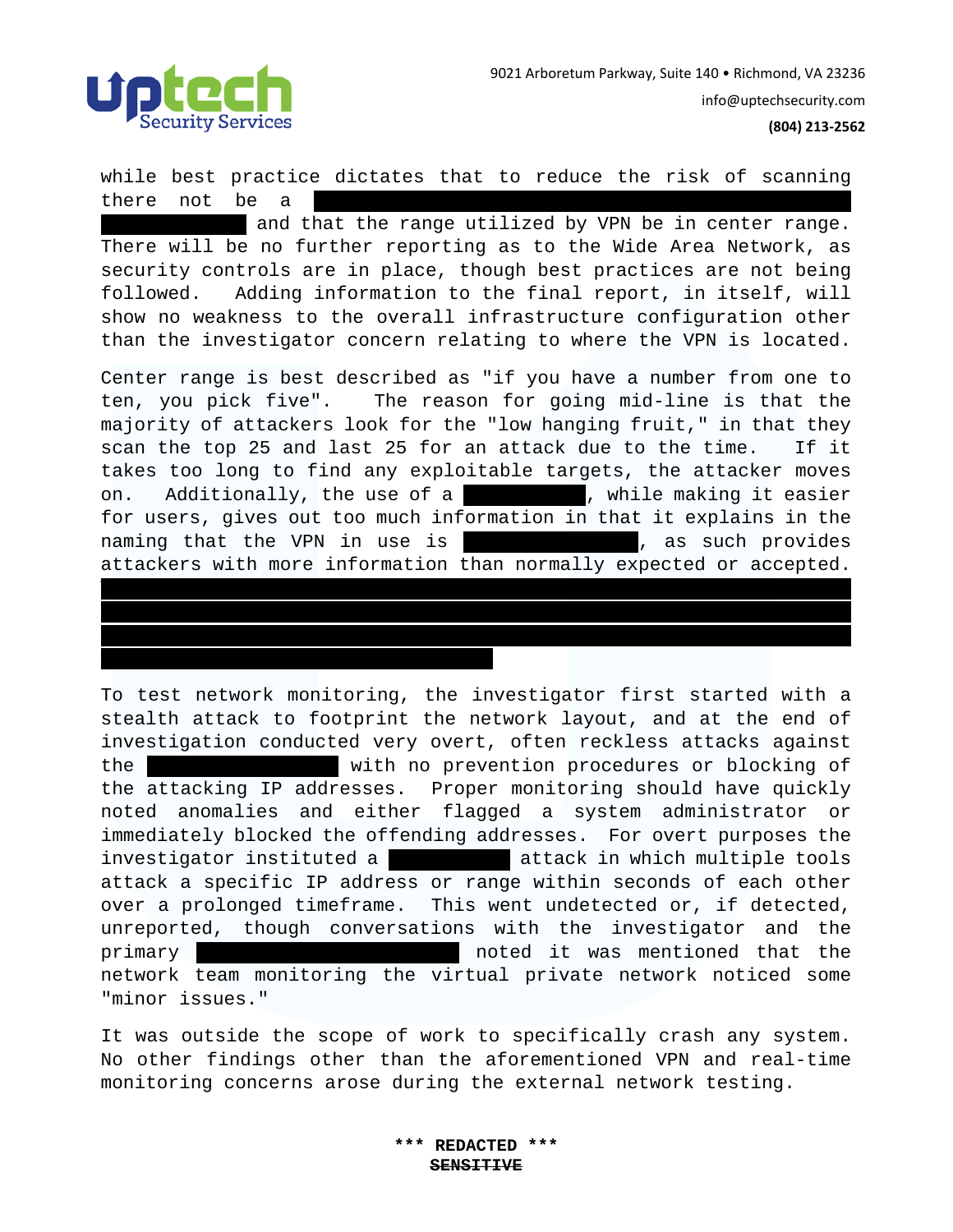while best practice dictates that to reduce the risk of scanning there not be a ████████████████████████████ ████████ and that the range utilized by VPN be in center range. There will be no further reporting as to the Wide Area Network, as security controls are in place, though best practices are not being followed. Adding information to the final report, in itself, will show no weakness to the overall infrastructure configuration other than the investigator concern relating to where the VPN is located.

Center range is best described as "if you have a number from one to ten, you pick five". The reason for going mid-line is that the majority of attackers look for the "low hanging fruit," in that they scan the top 25 and last 25 for an attack due to the time. If it takes too long to find any exploitable targets, the attacker moves on. Additionally, the use of a ████████, while making it easier for users, gives out too much information in that it explains in the naming that the VPN in use is ██████████, as such provides attackers with more information than normally expected or accepted. ████████████████████████████████████████████ ████████████████████████████████████████████ ████████████████████████████████████████████ ████████████████████

To test network monitoring, the investigator first started with a stealth attack to footprint the network layout, and at the end of investigation conducted very overt, often reckless attacks against the ██████████ with no prevention procedures or blocking of the attacking IP addresses. Proper monitoring should have quickly noted anomalies and either flagged a system administrator or immediately blocked the offending addresses. For overt purposes the investigator instituted a ████████ attack in which multiple tools attack a specific IP address or range within seconds of each other over a prolonged timeframe. This went undetected or, if detected, unreported, though conversations with the investigator and the primary ██████████████ noted it was mentioned that the network team monitoring the virtual private network noticed some "minor issues."

It was outside the scope of work to specifically crash any system. No other findings other than the aforementioned VPN and real-time monitoring concerns arose during the external network testing.

**\*\*\* REDACTED \*\*\***

**~~SENSITIVE~~**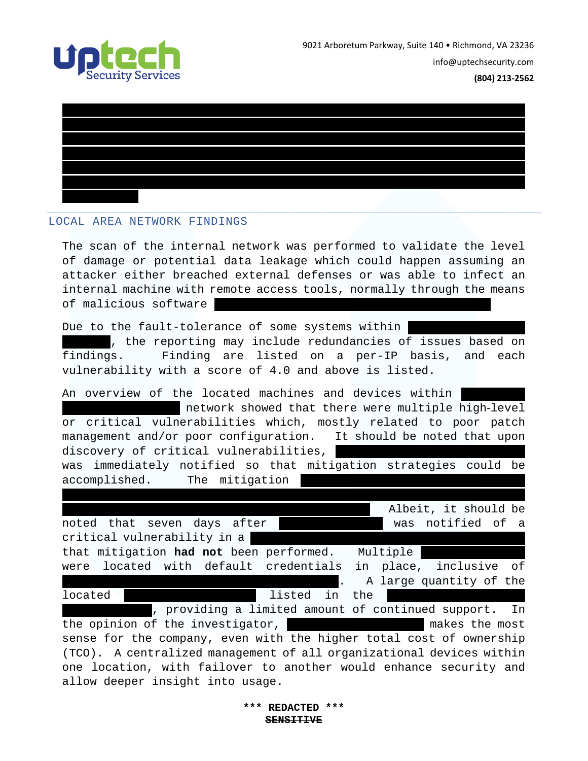## LOCAL AREA NETWORK FINDINGS

The scan of the internal network was performed to validate the level of damage or potential data leakage which could happen assuming an attacker either breached external defenses or was able to infect an internal machine with remote access tools, normally through the means of malicious software

Due to the fault-tolerance of some systems within , the reporting may include redundancies of issues based on findings. Finding are listed on a per-IP basis, and each vulnerability with a score of 4.0 and above is listed.

An overview of the located machines and devices within network showed that there were multiple high-level or critical vulnerabilities which, mostly related to poor patch management and/or poor configuration. It should be noted that upon discovery of critical vulnerabilities, was immediately notified so that mitigation strategies could be accomplished. The mitigation Albeit, it should be noted that seven days after was notified of a critical vulnerability in a that mitigation **had not** been performed. Multiple were located with default credentials in place, inclusive of . A large quantity of the located listed in the , providing a limited amount of continued support. In the opinion of the investigator, makes the most sense for the company, even with the higher total cost of ownership (TCO). A centralized management of all organizational devices within one location, with failover to another would enhance security and allow deeper insight into usage.

**\*\*\* REDACTED \*\*\***
**~~SENSITIVE~~**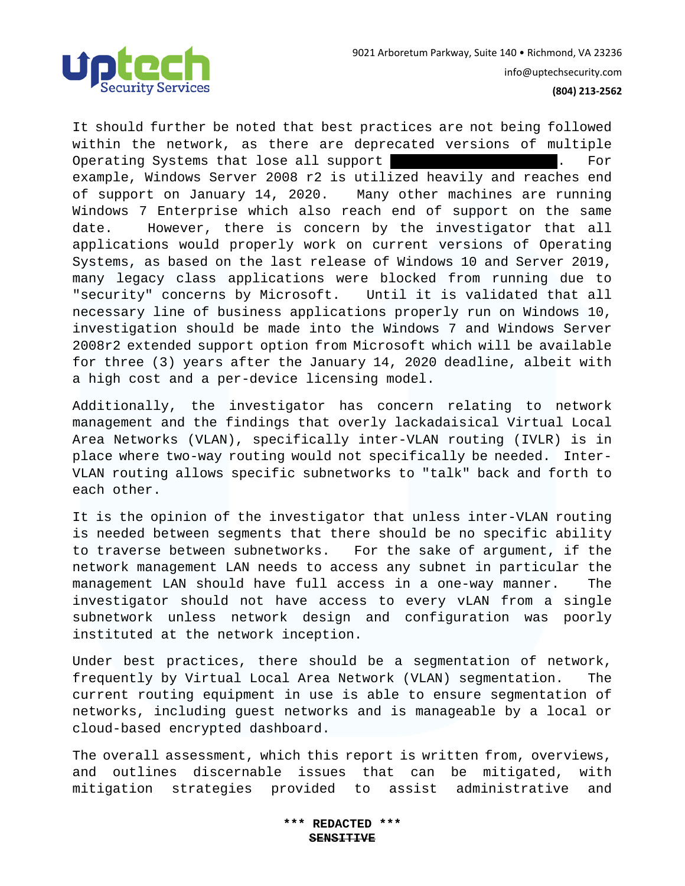It should further be noted that best practices are not being followed within the network, as there are deprecated versions of multiple Operating Systems that lose all support ████████████████████. For example, Windows Server 2008 r2 is utilized heavily and reaches end of support on January 14, 2020. Many other machines are running Windows 7 Enterprise which also reach end of support on the same date. However, there is concern by the investigator that all applications would properly work on current versions of Operating Systems, as based on the last release of Windows 10 and Server 2019, many legacy class applications were blocked from running due to "security" concerns by Microsoft. Until it is validated that all necessary line of business applications properly run on Windows 10, investigation should be made into the Windows 7 and Windows Server 2008r2 extended support option from Microsoft which will be available for three (3) years after the January 14, 2020 deadline, albeit with a high cost and a per-device licensing model.

Additionally, the investigator has concern relating to network management and the findings that overly lackadaisical Virtual Local Area Networks (VLAN), specifically inter-VLAN routing (IVLR) is in place where two-way routing would not specifically be needed. Inter-VLAN routing allows specific subnetworks to "talk" back and forth to each other.

It is the opinion of the investigator that unless inter-VLAN routing is needed between segments that there should be no specific ability to traverse between subnetworks. For the sake of argument, if the network management LAN needs to access any subnet in particular the management LAN should have full access in a one-way manner. The investigator should not have access to every vLAN from a single subnetwork unless network design and configuration was poorly instituted at the network inception.

Under best practices, there should be a segmentation of network, frequently by Virtual Local Area Network (VLAN) segmentation. The current routing equipment in use is able to ensure segmentation of networks, including guest networks and is manageable by a local or cloud-based encrypted dashboard.

The overall assessment, which this report is written from, overviews, and outlines discernable issues that can be mitigated, with mitigation strategies provided to assist administrative and

**\*\*\* REDACTED \*\*\***
**~~SENSITIVE~~**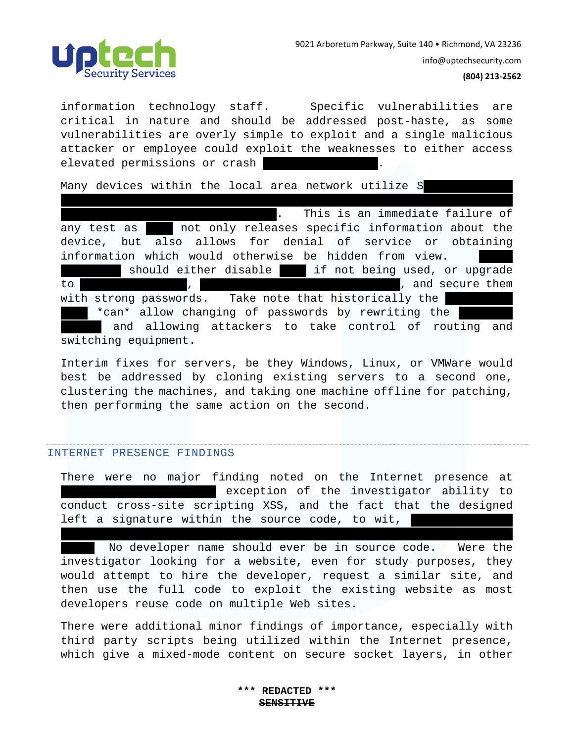information technology staff. Specific vulnerabilities are critical in nature and should be addressed post-haste, as some vulnerabilities are overly simple to exploit and a single malicious attacker or employee could exploit the weaknesses to either access elevated permissions or crash ████████.

Many devices within the local area network utilize S████████ ████████████████████████████████████████ ████████████████████. This is an immediate failure of any test as ███ not only releases specific information about the device, but also allows for denial of service or obtaining information which would otherwise be hidden from view. ████ ██████ should either disable ███ if not being used, or upgrade to ██████████, ████████████████████, and secure them with strong passwords. Take note that historically the ██████ ███ *can* allow changing of passwords by rewriting the █████ ████ and allowing attackers to take control of routing and switching equipment.

Interim fixes for servers, be they Windows, Linux, or VMWare would best be addressed by cloning existing servers to a second one, clustering the machines, and taking one machine offline for patching, then performing the same action on the second.

## INTERNET PRESENCE FINDINGS

There were no major finding noted on the Internet presence at ████████████████ exception of the investigator ability to conduct cross-site scripting XSS, and the fact that the designed left a signature within the source code, to wit, ████████ ████████████████████████████████████████ ████ No developer name should ever be in source code. Were the investigator looking for a website, even for study purposes, they would attempt to hire the developer, request a similar site, and then use the full code to exploit the existing website as most developers reuse code on multiple Web sites.

There were additional minor findings of importance, especially with third party scripts being utilized within the Internet presence, which give a mixed-mode content on secure socket layers, in other

**\*\*\* REDACTED \*\*\***

**~~SENSITIVE~~**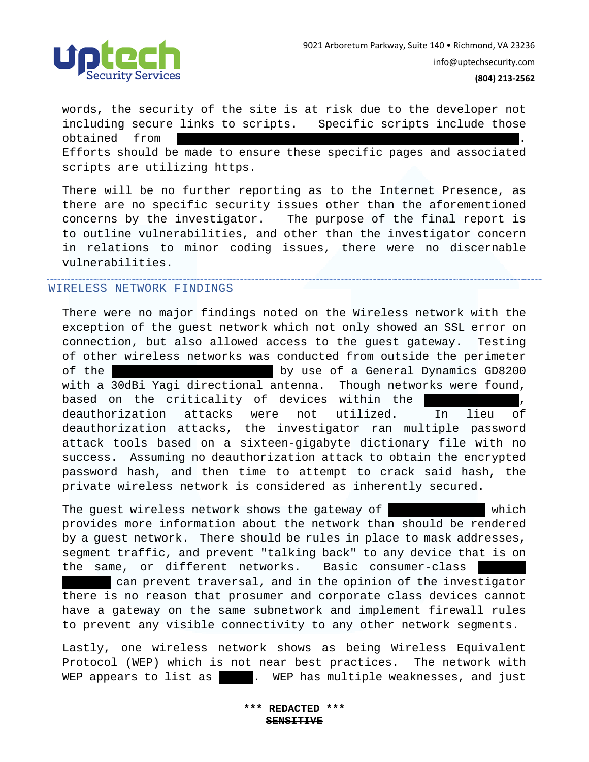words, the security of the site is at risk due to the developer not including secure links to scripts. Specific scripts include those obtained from ████████████████████████████████████. Efforts should be made to ensure these specific pages and associated scripts are utilizing https.

There will be no further reporting as to the Internet Presence, as there are no specific security issues other than the aforementioned concerns by the investigator. The purpose of the final report is to outline vulnerabilities, and other than the investigator concern in relations to minor coding issues, there were no discernable vulnerabilities.

## WIRELESS NETWORK FINDINGS

There were no major findings noted on the Wireless network with the exception of the guest network which not only showed an SSL error on connection, but also allowed access to the guest gateway. Testing of other wireless networks was conducted from outside the perimeter of the ████████████████ by use of a General Dynamics GD8200 with a 30dBi Yagi directional antenna. Though networks were found, based on the criticality of devices within the ████████, deauthorization attacks were not utilized. In lieu of deauthorization attacks, the investigator ran multiple password attack tools based on a sixteen-gigabyte dictionary file with no success. Assuming no deauthorization attack to obtain the encrypted password hash, and then time to attempt to crack said hash, the private wireless network is considered as inherently secured.

The guest wireless network shows the gateway of ██████████ which provides more information about the network than should be rendered by a guest network. There should be rules in place to mask addresses, segment traffic, and prevent "talking back" to any device that is on the same, or different networks. Basic consumer-class ████████ ████████ can prevent traversal, and in the opinion of the investigator there is no reason that prosumer and corporate class devices cannot have a gateway on the same subnetwork and implement firewall rules to prevent any visible connectivity to any other network segments.

Lastly, one wireless network shows as being Wireless Equivalent Protocol (WEP) which is not near best practices. The network with WEP appears to list as ████. WEP has multiple weaknesses, and just

**\*\*\* REDACTED \*\*\***

**~~SENSITIVE~~**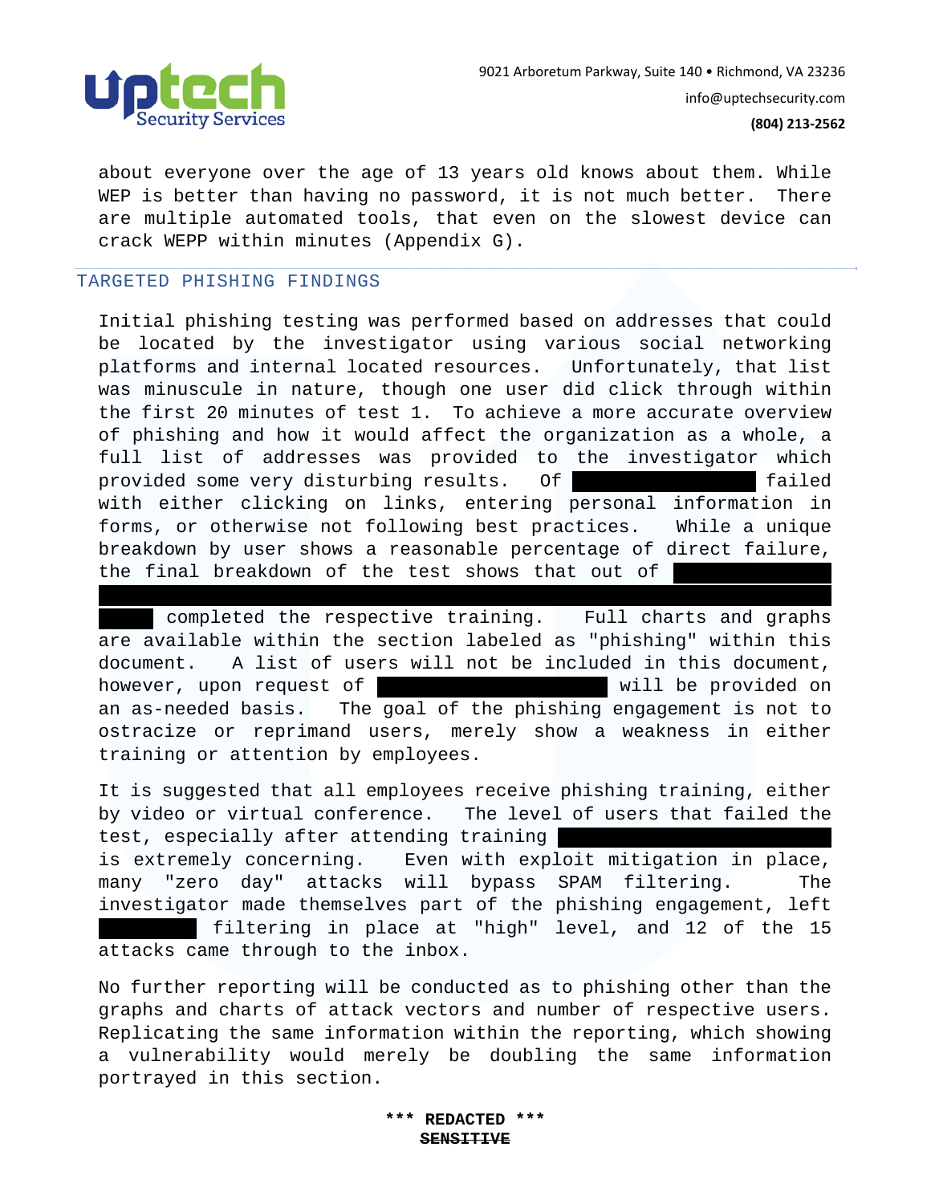about everyone over the age of 13 years old knows about them. While WEP is better than having no password, it is not much better. There are multiple automated tools, that even on the slowest device can crack WEPP within minutes (Appendix G).

## TARGETED PHISHING FINDINGS

Initial phishing testing was performed based on addresses that could be located by the investigator using various social networking platforms and internal located resources. Unfortunately, that list was minuscule in nature, though one user did click through within the first 20 minutes of test 1. To achieve a more accurate overview of phishing and how it would affect the organization as a whole, a full list of addresses was provided to the investigator which provided some very disturbing results. Of ██████████ failed with either clicking on links, entering personal information in forms, or otherwise not following best practices. While a unique breakdown by user shows a reasonable percentage of direct failure, the final breakdown of the test shows that out of ██████████ ██████████ ███ completed the respective training. Full charts and graphs are available within the section labeled as "phishing" within this document. A list of users will not be included in this document, however, upon request of ██████████ will be provided on an as-needed basis. The goal of the phishing engagement is not to ostracize or reprimand users, merely show a weakness in either training or attention by employees.

It is suggested that all employees receive phishing training, either by video or virtual conference. The level of users that failed the test, especially after attending training ██████████ is extremely concerning. Even with exploit mitigation in place, many "zero day" attacks will bypass SPAM filtering. The investigator made themselves part of the phishing engagement, left █████ filtering in place at "high" level, and 12 of the 15 attacks came through to the inbox.

No further reporting will be conducted as to phishing other than the graphs and charts of attack vectors and number of respective users. Replicating the same information within the reporting, which showing a vulnerability would merely be doubling the same information portrayed in this section.

**\*\*\* REDACTED \*\*\***
**~~SENSITIVE~~**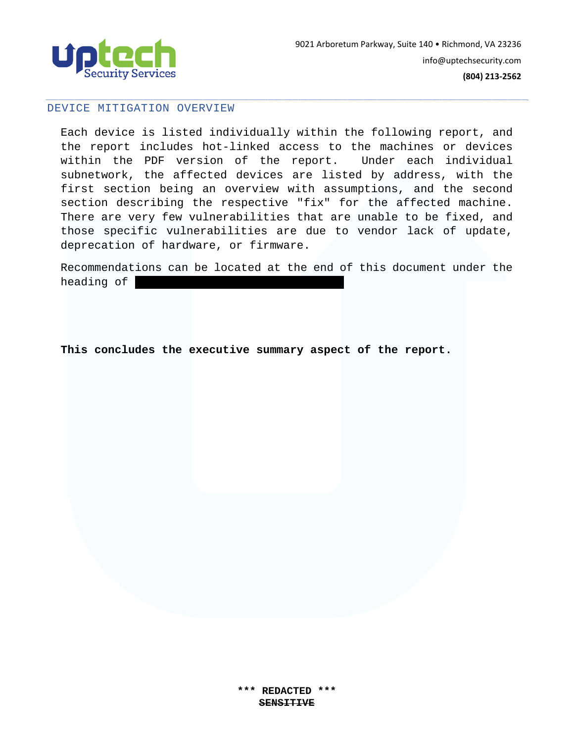## DEVICE MITIGATION OVERVIEW

Each device is listed individually within the following report, and the report includes hot-linked access to the machines or devices within the PDF version of the report. Under each individual subnetwork, the affected devices are listed by address, with the first section being an overview with assumptions, and the second section describing the respective "fix" for the affected machine. There are very few vulnerabilities that are unable to be fixed, and those specific vulnerabilities are due to vendor lack of update, deprecation of hardware, or firmware.

Recommendations can be located at the end of this document under the heading of ██████████████████████

**This concludes the executive summary aspect of the report.**

**\*\*\* REDACTED \*\*\***
~~**SENSITIVE**~~